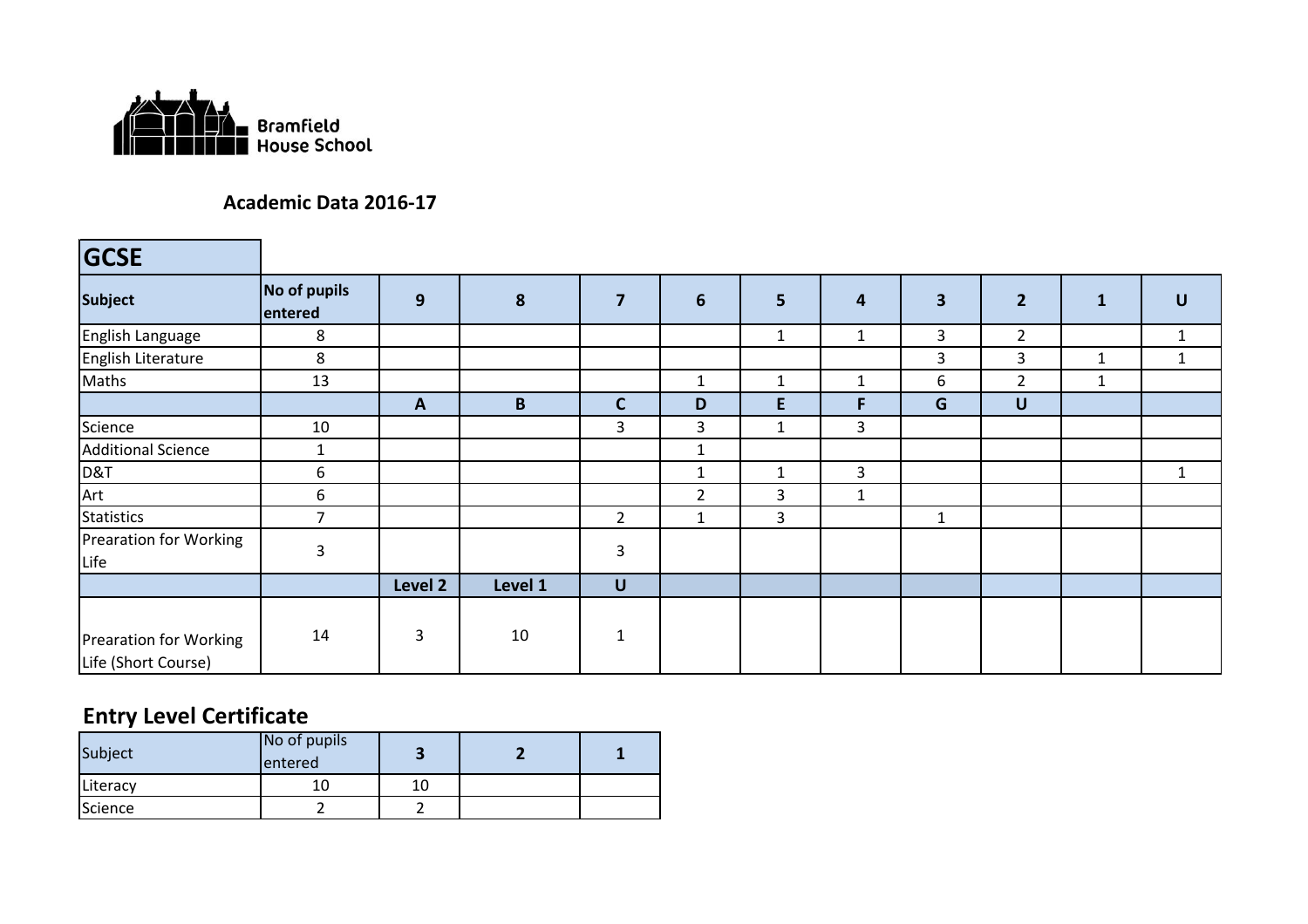Bramfield House School

## Academic Data 2016-17

## GCSE

| Subject | No of pupils entered | 9 | 8 | 7 | 6 | 5 | 4 | 3 | 2 | 1 | U |
|---|---|---|---|---|---|---|---|---|---|---|---|
| English Language | 8 | | | | | 1 | 1 | 3 | 2 | | 1 |
| English Literature | 8 | | | | | | | 3 | 3 | 1 | 1 |
| Maths | 13 | | | | 1 | 1 | 1 | 6 | 2 | 1 | |
| | | A | B | C | D | E | F | G | U | | |
| Science | 10 | | | 3 | 3 | 1 | 3 | | | | |
| Additional Science | 1 | | | | 1 | | | | | | |
| D&T | 6 | | | | 1 | 1 | 3 | | | | 1 |
| Art | 6 | | | | 2 | 3 | 1 | | | | |
| Statistics | 7 | | | 2 | 1 | 3 | | 1 | | | |
| Prearation for Working Life | 3 | | | 3 | | | | | | | |
| | | Level 2 | Level 1 | U | | | | | | | |
| Prearation for Working Life (Short Course) | 14 | 3 | 10 | 1 | | | | | | | |

## Entry Level Certificate

| Subject | No of pupils entered | 3 | 2 | 1 |
|---|---|---|---|---|
| Literacy | 10 | 10 | | |
| Science | 2 | 2 | | |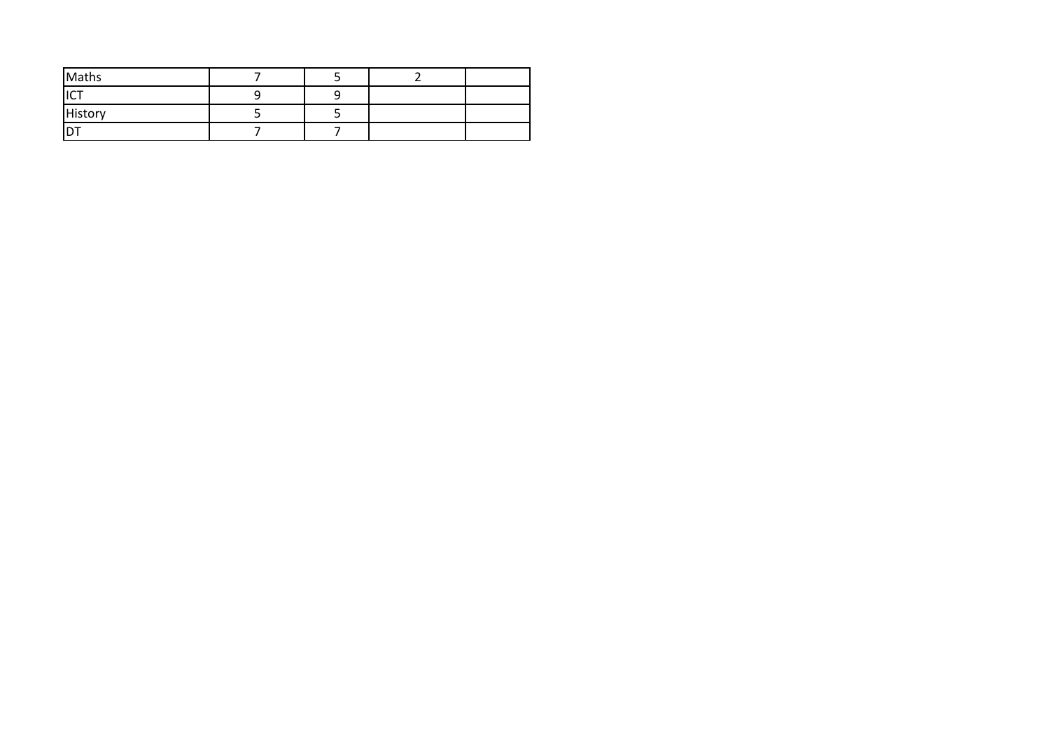| | | | | |
|---|---|---|---|---|
| Maths | 7 | 5 | 2 | |
| ICT | 9 | 9 | | |
| History | 5 | 5 | | |
| DT | 7 | 7 | | |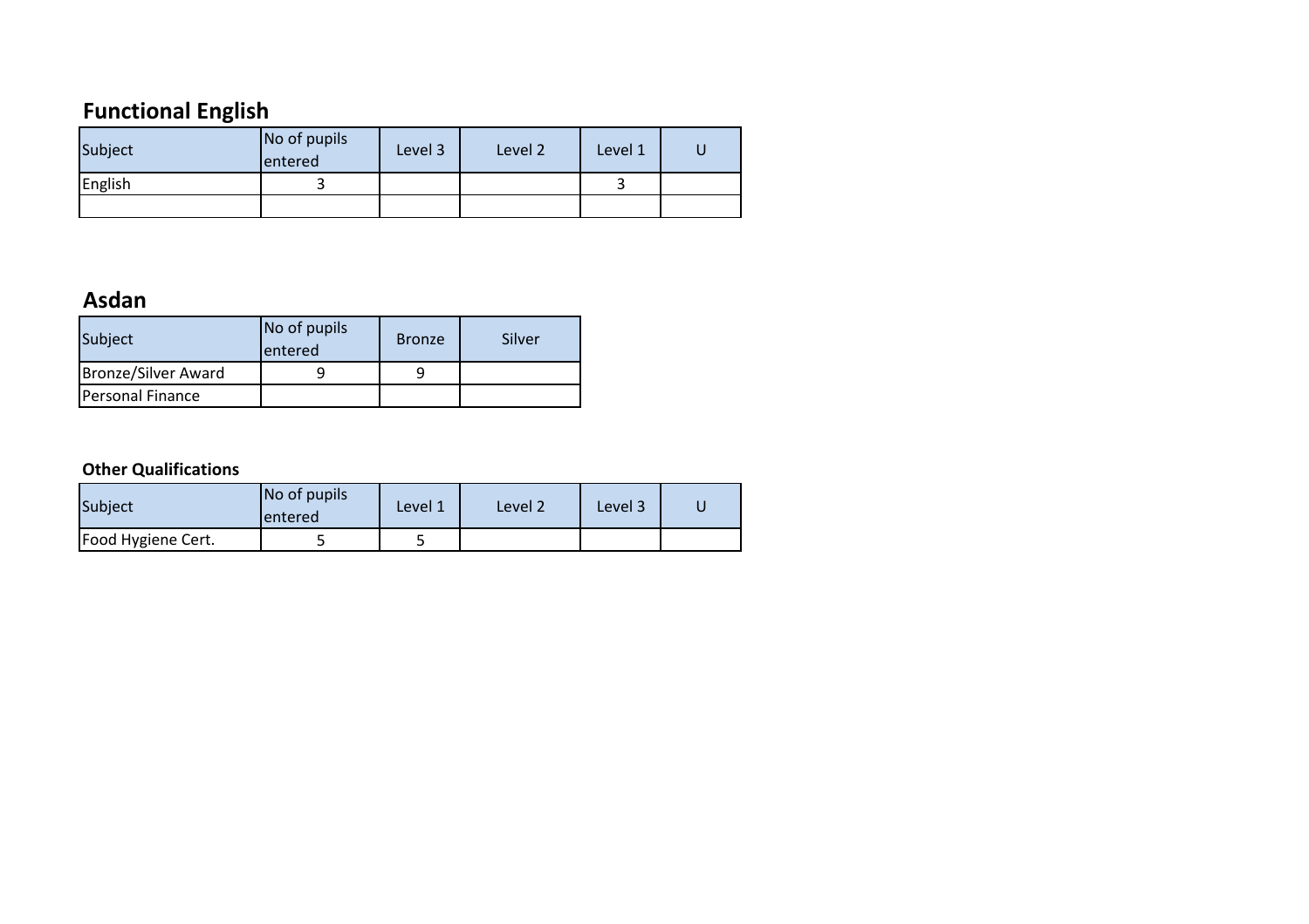## Functional English

| Subject | No of pupils entered | Level 3 | Level 2 | Level 1 | U |
|---|---|---|---|---|---|
| English | 3 | | | 3 | |
| | | | | | |

## Asdan

| Subject | No of pupils entered | Bronze | Silver |
|---|---|---|---|
| Bronze/Silver Award | 9 | 9 | |
| Personal Finance | | | |

### Other Qualifications

| Subject | No of pupils entered | Level 1 | Level 2 | Level 3 | U |
|---|---|---|---|---|---|
| Food Hygiene Cert. | 5 | 5 | | | |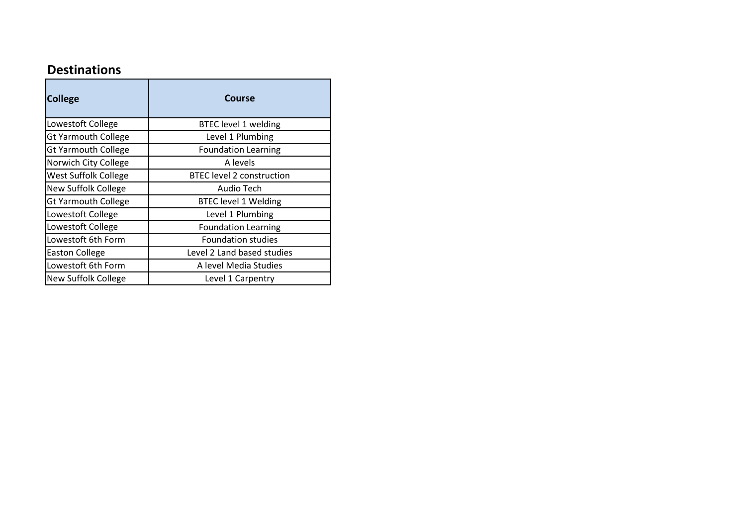## Destinations

| College | Course |
| --- | --- |
| Lowestoft College | BTEC level 1 welding |
| Gt Yarmouth College | Level 1 Plumbing |
| Gt Yarmouth College | Foundation Learning |
| Norwich City College | A levels |
| West Suffolk College | BTEC level 2 construction |
| New Suffolk College | Audio Tech |
| Gt Yarmouth College | BTEC level 1 Welding |
| Lowestoft College | Level 1 Plumbing |
| Lowestoft College | Foundation Learning |
| Lowestoft 6th Form | Foundation studies |
| Easton College | Level 2 Land based studies |
| Lowestoft 6th Form | A level Media Studies |
| New Suffolk College | Level 1 Carpentry |